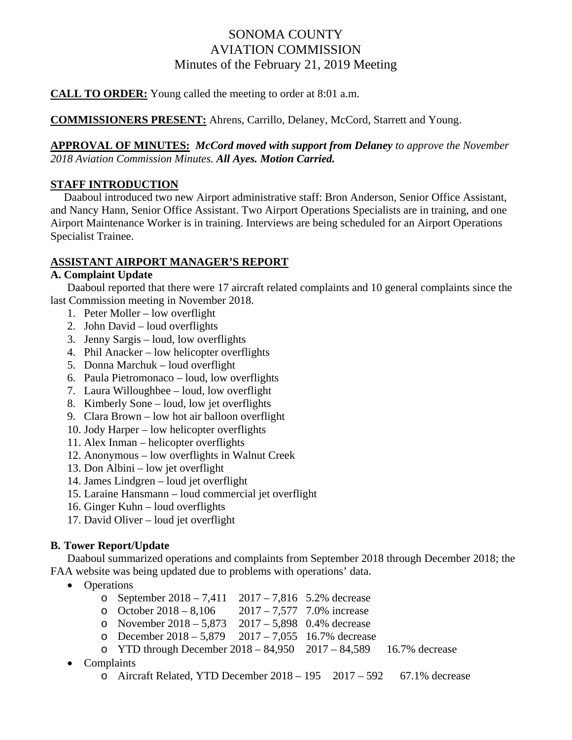# SONOMA COUNTY
# AVIATION COMMISSION
## Minutes of the February 21, 2019 Meeting

**CALL TO ORDER:** Young called the meeting to order at 8:01 a.m.

**COMMISSIONERS PRESENT:** Ahrens, Carrillo, Delaney, McCord, Starrett and Young.

**APPROVAL OF MINUTES:** ***McCord moved with support from Delaney*** *to approve the November 2018 Aviation Commission Minutes.* ***All Ayes. Motion Carried.***

**STAFF INTRODUCTION**

Daaboul introduced two new Airport administrative staff: Bron Anderson, Senior Office Assistant, and Nancy Hann, Senior Office Assistant. Two Airport Operations Specialists are in training, and one Airport Maintenance Worker is in training. Interviews are being scheduled for an Airport Operations Specialist Trainee.

**ASSISTANT AIRPORT MANAGER'S REPORT**

**A. Complaint Update**

Daaboul reported that there were 17 aircraft related complaints and 10 general complaints since the last Commission meeting in November 2018.

1. Peter Moller – low overflight
2. John David – loud overflights
3. Jenny Sargis – loud, low overflights
4. Phil Anacker – low helicopter overflights
5. Donna Marchuk – loud overflight
6. Paula Pietromonaco – loud, low overflights
7. Laura Willoughbee – loud, low overflight
8. Kimberly Sone – loud, low jet overflights
9. Clara Brown – low hot air balloon overflight
10. Jody Harper – low helicopter overflights
11. Alex Inman – helicopter overflights
12. Anonymous – low overflights in Walnut Creek
13. Don Albini – low jet overflight
14. James Lindgren – loud jet overflight
15. Laraine Hansmann – loud commercial jet overflight
16. Ginger Kuhn – loud overflights
17. David Oliver – loud jet overflight

**B. Tower Report/Update**

Daaboul summarized operations and complaints from September 2018 through December 2018; the FAA website was being updated due to problems with operations' data.

- Operations
  - September 2018 – 7,411 2017 – 7,816 5.2% decrease
  - October 2018 – 8,106 2017 – 7,577 7.0% increase
  - November 2018 – 5,873 2017 – 5,898 0.4% decrease
  - December 2018 – 5,879 2017 – 7,055 16.7% decrease
  - YTD through December 2018 – 84,950 2017 – 84,589 16.7% decrease
- Complaints
  - Aircraft Related, YTD December 2018 – 195 2017 – 592 67.1% decrease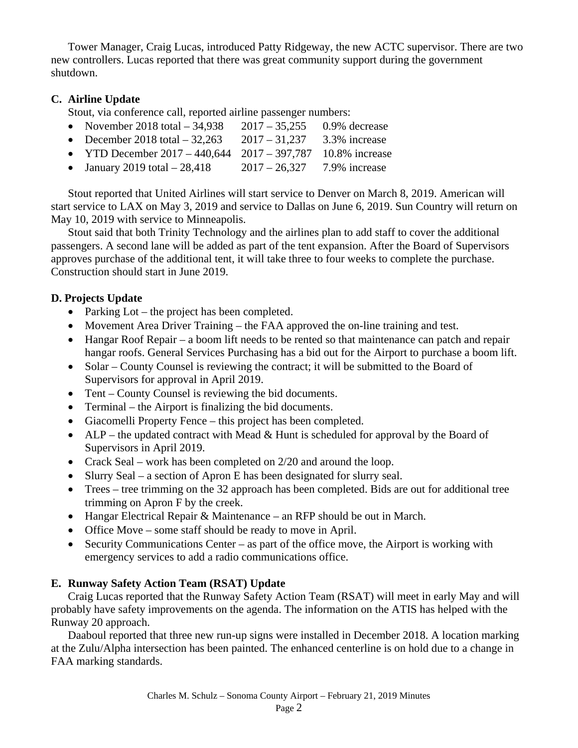Tower Manager, Craig Lucas, introduced Patty Ridgeway, the new ACTC supervisor. There are two new controllers. Lucas reported that there was great community support during the government shutdown.

**C. Airline Update**

Stout, via conference call, reported airline passenger numbers:

- November 2018 total – 34,938  2017 – 35,255  0.9% decrease
- December 2018 total – 32,263  2017 – 31,237  3.3% increase
- YTD December 2017 – 440,644  2017 – 397,787  10.8% increase
- January 2019 total – 28,418  2017 – 26,327  7.9% increase

Stout reported that United Airlines will start service to Denver on March 8, 2019. American will start service to LAX on May 3, 2019 and service to Dallas on June 6, 2019. Sun Country will return on May 10, 2019 with service to Minneapolis.

Stout said that both Trinity Technology and the airlines plan to add staff to cover the additional passengers. A second lane will be added as part of the tent expansion. After the Board of Supervisors approves purchase of the additional tent, it will take three to four weeks to complete the purchase. Construction should start in June 2019.

**D. Projects Update**

- Parking Lot – the project has been completed.
- Movement Area Driver Training – the FAA approved the on-line training and test.
- Hangar Roof Repair – a boom lift needs to be rented so that maintenance can patch and repair hangar roofs. General Services Purchasing has a bid out for the Airport to purchase a boom lift.
- Solar – County Counsel is reviewing the contract; it will be submitted to the Board of Supervisors for approval in April 2019.
- Tent – County Counsel is reviewing the bid documents.
- Terminal – the Airport is finalizing the bid documents.
- Giacomelli Property Fence – this project has been completed.
- ALP – the updated contract with Mead & Hunt is scheduled for approval by the Board of Supervisors in April 2019.
- Crack Seal – work has been completed on 2/20 and around the loop.
- Slurry Seal – a section of Apron E has been designated for slurry seal.
- Trees – tree trimming on the 32 approach has been completed. Bids are out for additional tree trimming on Apron F by the creek.
- Hangar Electrical Repair & Maintenance – an RFP should be out in March.
- Office Move – some staff should be ready to move in April.
- Security Communications Center – as part of the office move, the Airport is working with emergency services to add a radio communications office.

**E. Runway Safety Action Team (RSAT) Update**

Craig Lucas reported that the Runway Safety Action Team (RSAT) will meet in early May and will probably have safety improvements on the agenda. The information on the ATIS has helped with the Runway 20 approach.

Daaboul reported that three new run-up signs were installed in December 2018. A location marking at the Zulu/Alpha intersection has been painted. The enhanced centerline is on hold due to a change in FAA marking standards.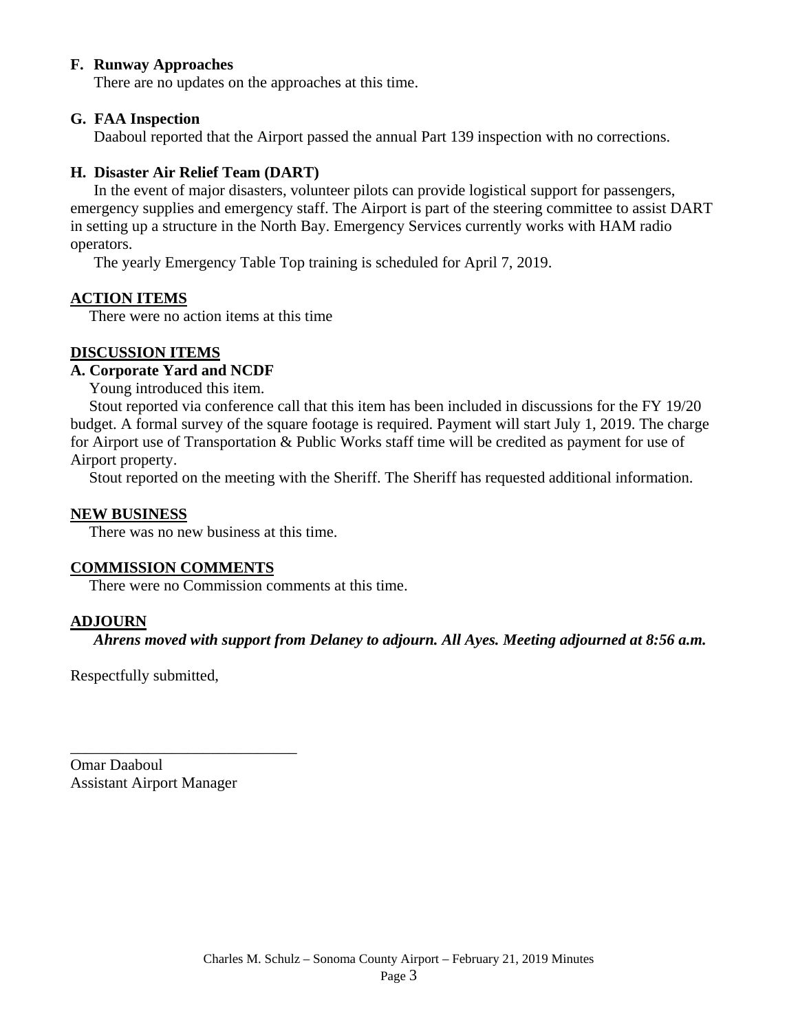**F. Runway Approaches**

There are no updates on the approaches at this time.

**G. FAA Inspection**

Daaboul reported that the Airport passed the annual Part 139 inspection with no corrections.

**H. Disaster Air Relief Team (DART)**

In the event of major disasters, volunteer pilots can provide logistical support for passengers, emergency supplies and emergency staff. The Airport is part of the steering committee to assist DART in setting up a structure in the North Bay. Emergency Services currently works with HAM radio operators.

The yearly Emergency Table Top training is scheduled for April 7, 2019.

## ACTION ITEMS

There were no action items at this time

## DISCUSSION ITEMS

**A. Corporate Yard and NCDF**

Young introduced this item.

Stout reported via conference call that this item has been included in discussions for the FY 19/20 budget. A formal survey of the square footage is required. Payment will start July 1, 2019. The charge for Airport use of Transportation & Public Works staff time will be credited as payment for use of Airport property.

Stout reported on the meeting with the Sheriff. The Sheriff has requested additional information.

## NEW BUSINESS

There was no new business at this time.

## COMMISSION COMMENTS

There were no Commission comments at this time.

## ADJOURN

***Ahrens moved with support from Delaney to adjourn. All Ayes. Meeting adjourned at 8:56 a.m.***

Respectfully submitted,

\_\_\_\_\_\_\_\_\_\_\_\_\_\_\_\_\_\_\_\_\_\_\_\_\_\_\_\_\_\_

Omar Daaboul
Assistant Airport Manager